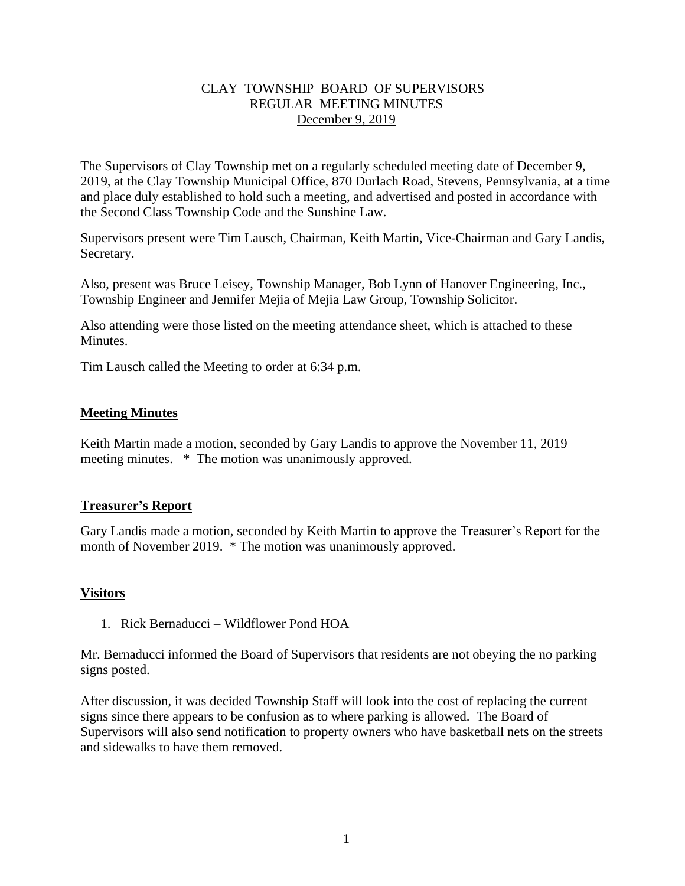# CLAY TOWNSHIP BOARD OF SUPERVISORS
## REGULAR MEETING MINUTES
### December 9, 2019

The Supervisors of Clay Township met on a regularly scheduled meeting date of December 9, 2019, at the Clay Township Municipal Office, 870 Durlach Road, Stevens, Pennsylvania, at a time and place duly established to hold such a meeting, and advertised and posted in accordance with the Second Class Township Code and the Sunshine Law.

Supervisors present were Tim Lausch, Chairman, Keith Martin, Vice-Chairman and Gary Landis, Secretary.

Also, present was Bruce Leisey, Township Manager, Bob Lynn of Hanover Engineering, Inc., Township Engineer and Jennifer Mejia of Mejia Law Group, Township Solicitor.

Also attending were those listed on the meeting attendance sheet, which is attached to these Minutes.

Tim Lausch called the Meeting to order at 6:34 p.m.

**Meeting Minutes**

Keith Martin made a motion, seconded by Gary Landis to approve the November 11, 2019 meeting minutes. * The motion was unanimously approved.

**Treasurer's Report**

Gary Landis made a motion, seconded by Keith Martin to approve the Treasurer's Report for the month of November 2019. * The motion was unanimously approved.

**Visitors**

1. Rick Bernaducci – Wildflower Pond HOA

Mr. Bernaducci informed the Board of Supervisors that residents are not obeying the no parking signs posted.

After discussion, it was decided Township Staff will look into the cost of replacing the current signs since there appears to be confusion as to where parking is allowed. The Board of Supervisors will also send notification to property owners who have basketball nets on the streets and sidewalks to have them removed.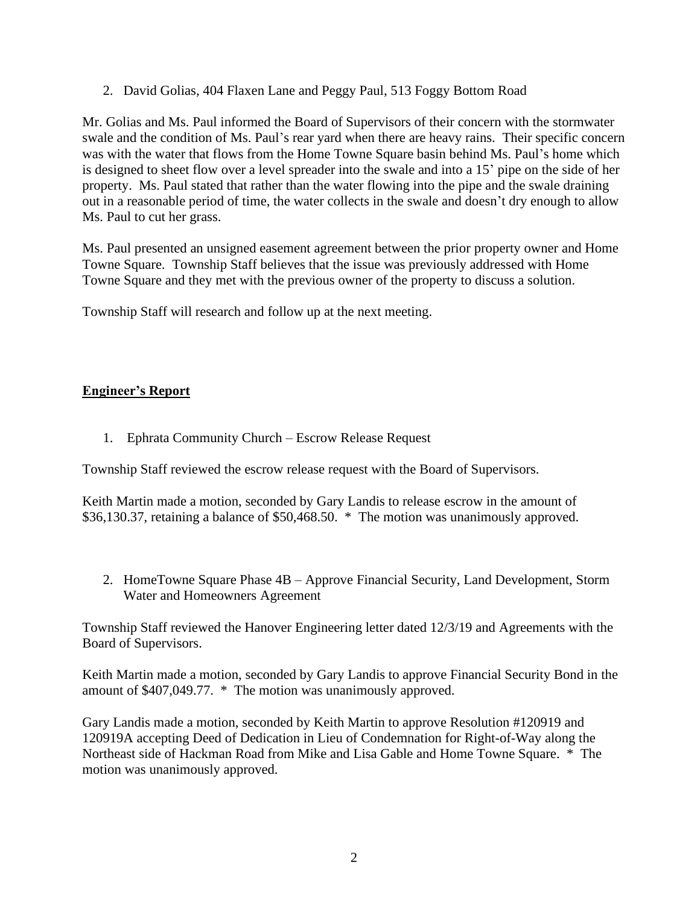2. David Golias, 404 Flaxen Lane and Peggy Paul, 513 Foggy Bottom Road

Mr. Golias and Ms. Paul informed the Board of Supervisors of their concern with the stormwater swale and the condition of Ms. Paul's rear yard when there are heavy rains. Their specific concern was with the water that flows from the Home Towne Square basin behind Ms. Paul's home which is designed to sheet flow over a level spreader into the swale and into a 15' pipe on the side of her property. Ms. Paul stated that rather than the water flowing into the pipe and the swale draining out in a reasonable period of time, the water collects in the swale and doesn't dry enough to allow Ms. Paul to cut her grass.

Ms. Paul presented an unsigned easement agreement between the prior property owner and Home Towne Square. Township Staff believes that the issue was previously addressed with Home Towne Square and they met with the previous owner of the property to discuss a solution.

Township Staff will research and follow up at the next meeting.

## **Engineer's Report**

1. Ephrata Community Church – Escrow Release Request

Township Staff reviewed the escrow release request with the Board of Supervisors.

Keith Martin made a motion, seconded by Gary Landis to release escrow in the amount of $36,130.37, retaining a balance of $50,468.50. * The motion was unanimously approved.

2. HomeTowne Square Phase 4B – Approve Financial Security, Land Development, Storm Water and Homeowners Agreement

Township Staff reviewed the Hanover Engineering letter dated 12/3/19 and Agreements with the Board of Supervisors.

Keith Martin made a motion, seconded by Gary Landis to approve Financial Security Bond in the amount of $407,049.77. * The motion was unanimously approved.

Gary Landis made a motion, seconded by Keith Martin to approve Resolution #120919 and 120919A accepting Deed of Dedication in Lieu of Condemnation for Right-of-Way along the Northeast side of Hackman Road from Mike and Lisa Gable and Home Towne Square. * The motion was unanimously approved.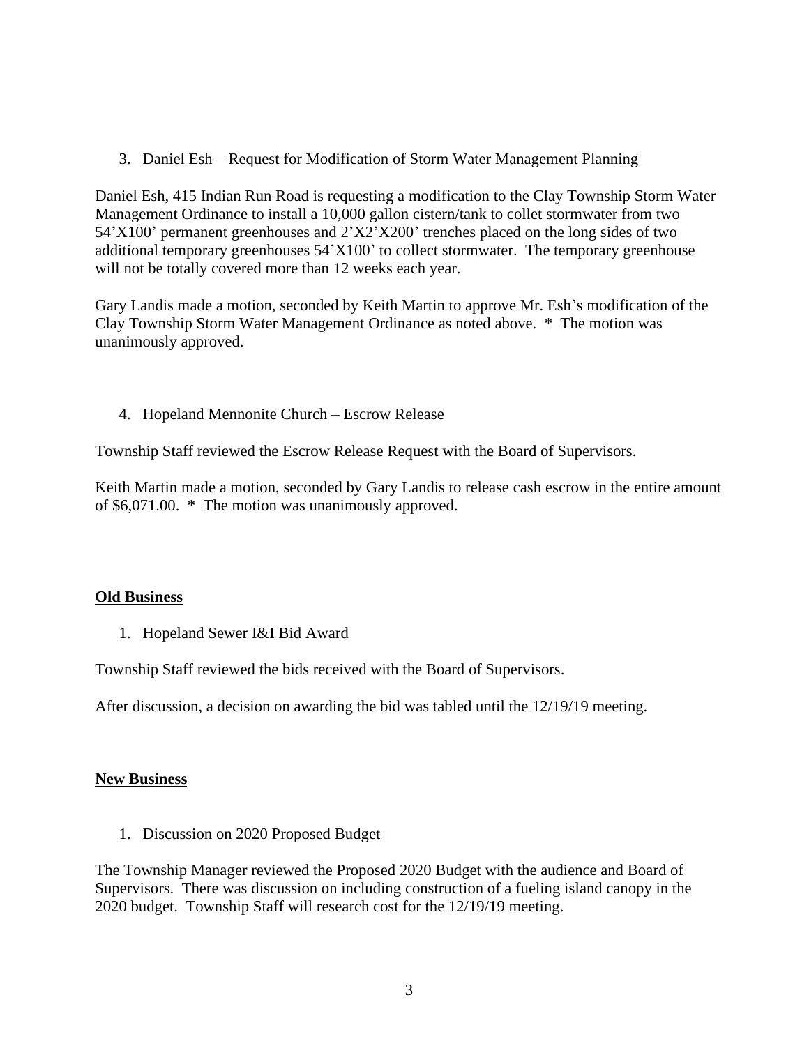3. Daniel Esh – Request for Modification of Storm Water Management Planning

Daniel Esh, 415 Indian Run Road is requesting a modification to the Clay Township Storm Water Management Ordinance to install a 10,000 gallon cistern/tank to collet stormwater from two 54'X100' permanent greenhouses and 2'X2'X200' trenches placed on the long sides of two additional temporary greenhouses 54'X100' to collect stormwater. The temporary greenhouse will not be totally covered more than 12 weeks each year.

Gary Landis made a motion, seconded by Keith Martin to approve Mr. Esh's modification of the Clay Township Storm Water Management Ordinance as noted above. * The motion was unanimously approved.

4. Hopeland Mennonite Church – Escrow Release

Township Staff reviewed the Escrow Release Request with the Board of Supervisors.

Keith Martin made a motion, seconded by Gary Landis to release cash escrow in the entire amount of $6,071.00. * The motion was unanimously approved.

**Old Business**

1. Hopeland Sewer I&I Bid Award

Township Staff reviewed the bids received with the Board of Supervisors.

After discussion, a decision on awarding the bid was tabled until the 12/19/19 meeting.

**New Business**

1. Discussion on 2020 Proposed Budget

The Township Manager reviewed the Proposed 2020 Budget with the audience and Board of Supervisors. There was discussion on including construction of a fueling island canopy in the 2020 budget. Township Staff will research cost for the 12/19/19 meeting.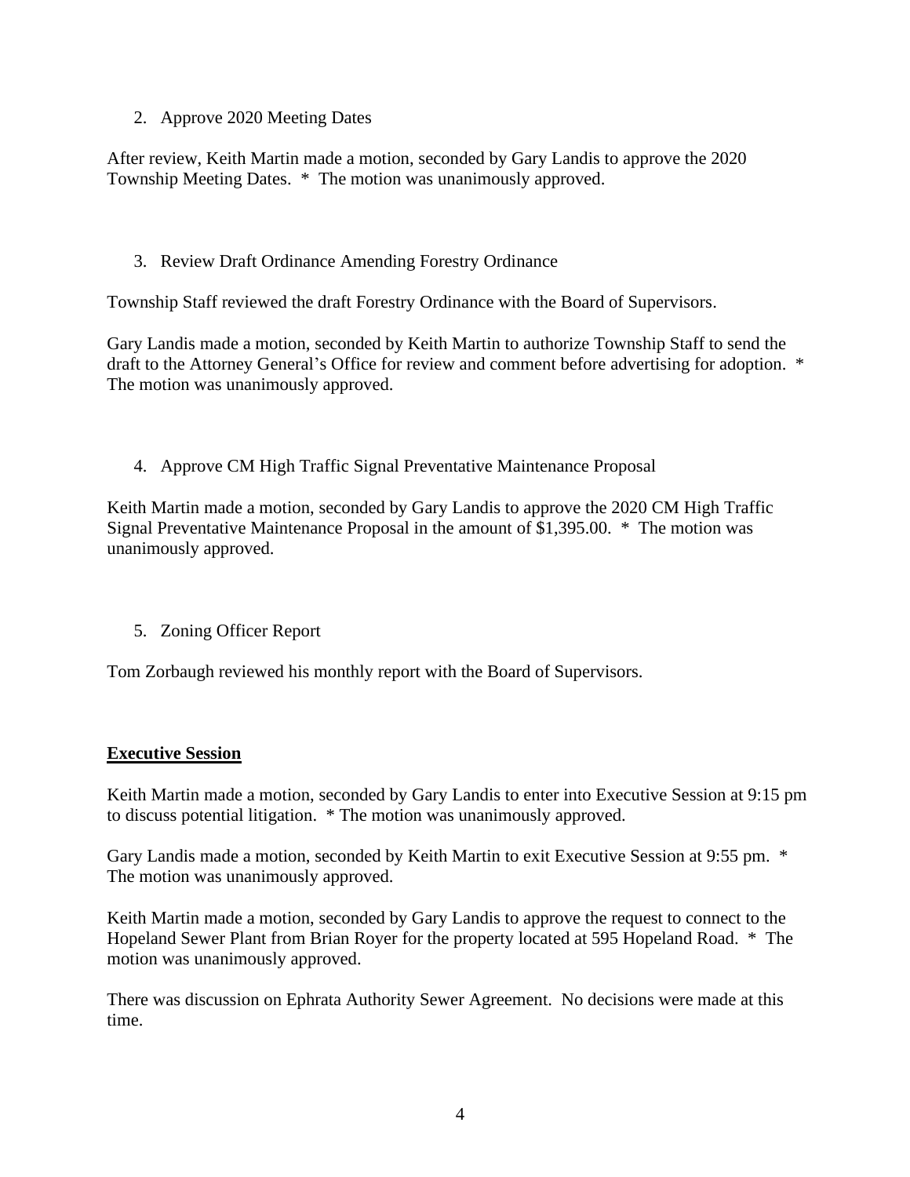2. Approve 2020 Meeting Dates

After review, Keith Martin made a motion, seconded by Gary Landis to approve the 2020 Township Meeting Dates. * The motion was unanimously approved.

3. Review Draft Ordinance Amending Forestry Ordinance

Township Staff reviewed the draft Forestry Ordinance with the Board of Supervisors.

Gary Landis made a motion, seconded by Keith Martin to authorize Township Staff to send the draft to the Attorney General's Office for review and comment before advertising for adoption. * The motion was unanimously approved.

4. Approve CM High Traffic Signal Preventative Maintenance Proposal

Keith Martin made a motion, seconded by Gary Landis to approve the 2020 CM High Traffic Signal Preventative Maintenance Proposal in the amount of $1,395.00. * The motion was unanimously approved.

5. Zoning Officer Report

Tom Zorbaugh reviewed his monthly report with the Board of Supervisors.

**Executive Session**

Keith Martin made a motion, seconded by Gary Landis to enter into Executive Session at 9:15 pm to discuss potential litigation. * The motion was unanimously approved.

Gary Landis made a motion, seconded by Keith Martin to exit Executive Session at 9:55 pm. * The motion was unanimously approved.

Keith Martin made a motion, seconded by Gary Landis to approve the request to connect to the Hopeland Sewer Plant from Brian Royer for the property located at 595 Hopeland Road. * The motion was unanimously approved.

There was discussion on Ephrata Authority Sewer Agreement. No decisions were made at this time.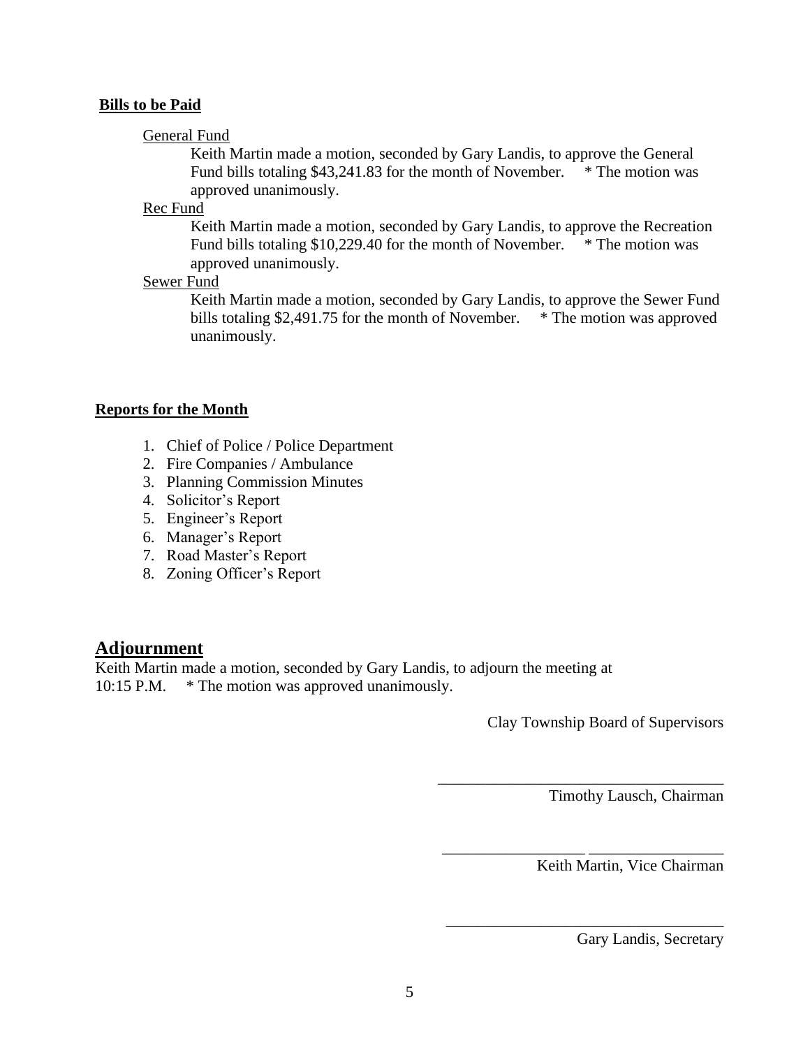**Bills to be Paid**

General Fund

Keith Martin made a motion, seconded by Gary Landis, to approve the General Fund bills totaling $43,241.83 for the month of November. * The motion was approved unanimously.

Rec Fund

Keith Martin made a motion, seconded by Gary Landis, to approve the Recreation Fund bills totaling $10,229.40 for the month of November. * The motion was approved unanimously.

Sewer Fund

Keith Martin made a motion, seconded by Gary Landis, to approve the Sewer Fund bills totaling $2,491.75 for the month of November. * The motion was approved unanimously.

**Reports for the Month**

1. Chief of Police / Police Department
2. Fire Companies / Ambulance
3. Planning Commission Minutes
4. Solicitor's Report
5. Engineer's Report
6. Manager's Report
7. Road Master's Report
8. Zoning Officer's Report

## Adjournment

Keith Martin made a motion, seconded by Gary Landis, to adjourn the meeting at 10:15 P.M. * The motion was approved unanimously.

Clay Township Board of Supervisors

\_\_\_\_\_\_\_\_\_\_\_\_\_\_\_\_\_\_\_\_\_\_\_\_\_\_\_\_\_\_\_\_\_\_\_\_

Timothy Lausch, Chairman

\_\_\_\_\_\_\_\_\_\_\_\_\_\_\_\_\_\_ \_\_\_\_\_\_\_\_\_\_\_\_\_\_\_\_\_

Keith Martin, Vice Chairman

\_\_\_\_\_\_\_\_\_\_\_\_\_\_\_\_\_\_\_\_\_\_\_\_\_\_\_\_\_\_\_\_\_\_\_\_

Gary Landis, Secretary